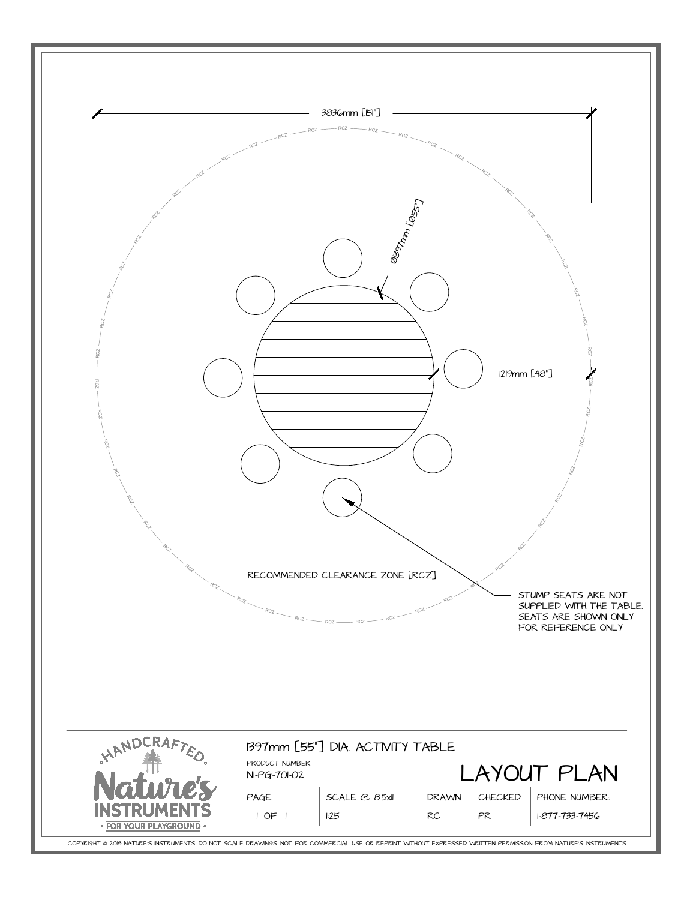3836mm [151"]

Ø1397mm [Ø55"]

1219mm [48"]

RECOMMENDED CLEARANCE ZONE [RCZ]

STUMP SEATS ARE NOT SUPPLIED WITH THE TABLE. SEATS ARE SHOWN ONLY FOR REFERENCE ONLY

HANDCRAFTED Nature's INSTRUMENTS • FOR YOUR PLAYGROUND •

# 1397mm [55"] DIA. ACTIVITY TABLE

PRODUCT NUMBER
NI-PG-701-02

## LAYOUT PLAN

| PAGE | SCALE @ 8.5x11 | DRAWN | CHECKED | PHONE NUMBER: |
| --- | --- | --- | --- | --- |
| 1 OF 1 | 1:25 | RC | PR | 1-877-733-7456 |

COPYRIGHT © 2018 NATURE'S INSTRUMENTS. DO NOT SCALE DRAWINGS. NOT FOR COMMERCIAL USE OR REPRINT WITHOUT EXPRESSED WRITTEN PERMISSION FROM NATURE'S INSTRUMENTS.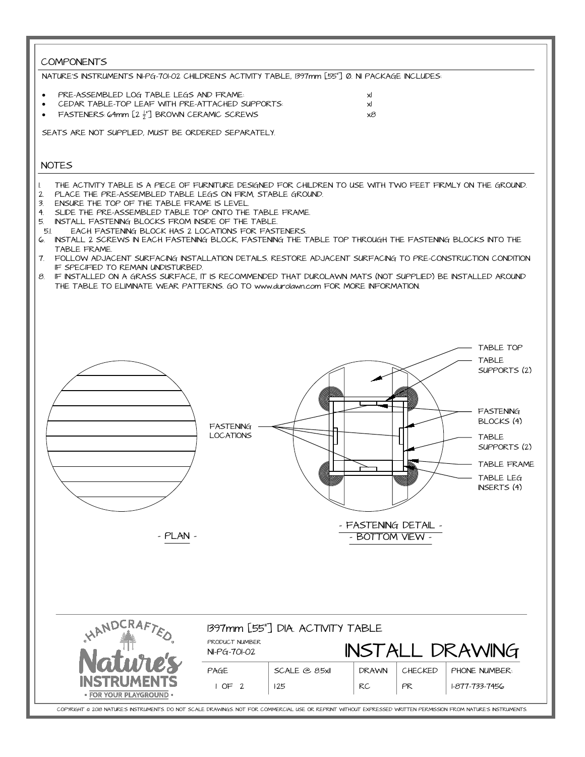## COMPONENTS

NATURE'S INSTRUMENTS NI-PG-701-02 CHILDREN'S ACTIVITY TABLE, 1397mm [55"] Ø. NI PACKAGE INCLUDES:

- PRE-ASSEMBLED LOG TABLE LEGS AND FRAME: x1
- CEDAR TABLE-TOP LEAF WITH PRE-ATTACHED SUPPORTS: x1
- FASTENERS: 64mm [2 1/2"] BROWN CERAMIC SCREWS x8

SEATS ARE NOT SUPPLIED, MUST BE ORDERED SEPARATELY.

## NOTES

1. THE ACTIVITY TABLE IS A PIECE OF FURNITURE DESIGNED FOR CHILDREN TO USE WITH TWO FEET FIRMLY ON THE GROUND.
2. PLACE THE PRE-ASSEMBLED TABLE LEGS ON FIRM, STABLE GROUND.
3. ENSURE THE TOP OF THE TABLE FRAME IS LEVEL.
4. SLIDE THE PRE-ASSEMBLED TABLE TOP ONTO THE TABLE FRAME.
5. INSTALL FASTENING BLOCKS FROM INSIDE OF THE TABLE.
   5.1. EACH FASTENING BLOCK HAS 2 LOCATIONS FOR FASTENERS.
6. INSTALL 2 SCREWS IN EACH FASTENING BLOCK, FASTENING THE TABLE TOP THROUGH THE FASTENING BLOCKS INTO THE TABLE FRAME.
7. FOLLOW ADJACENT SURFACING INSTALLATION DETAILS. RESTORE ADJACENT SURFACING TO PRE-CONSTRUCTION CONDITION IF SPECIFIED TO REMAIN UNDISTURBED.
8. IF INSTALLED ON A GRASS SURFACE, IT IS RECOMMENDED THAT DUROLAWN MATS (NOT SUPPLIED) BE INSTALLED AROUND THE TABLE TO ELIMINATE WEAR PATTERNS. GO TO www.durolawn.com FOR MORE INFORMATION.

TABLE TOP
TABLE SUPPORTS (2)
FASTENING LOCATIONS
FASTENING BLOCKS (4)
TABLE SUPPORTS (2)
TABLE FRAME
TABLE LEG INSERTS (4)

- PLAN -

- FASTENING DETAIL -
- BOTTOM VIEW -

HANDCRAFTED Nature's INSTRUMENTS • FOR YOUR PLAYGROUND •

1397mm [55"] DIA. ACTIVITY TABLE

| PRODUCT NUMBER NI-PG-701-02 | | INSTALL DRAWING | | |
|---|---|---|---|---|
| PAGE | SCALE @ 8.5x11 | DRAWN | CHECKED | PHONE NUMBER: |
| 1 OF 2 | 1:25 | RC | PR | 1-877-733-7456 |

COPYRIGHT © 2018 NATURE'S INSTRUMENTS. DO NOT SCALE DRAWINGS. NOT FOR COMMERCIAL USE OR REPRINT WITHOUT EXPRESSED WRITTEN PERMISSION FROM NATURE'S INSTRUMENTS.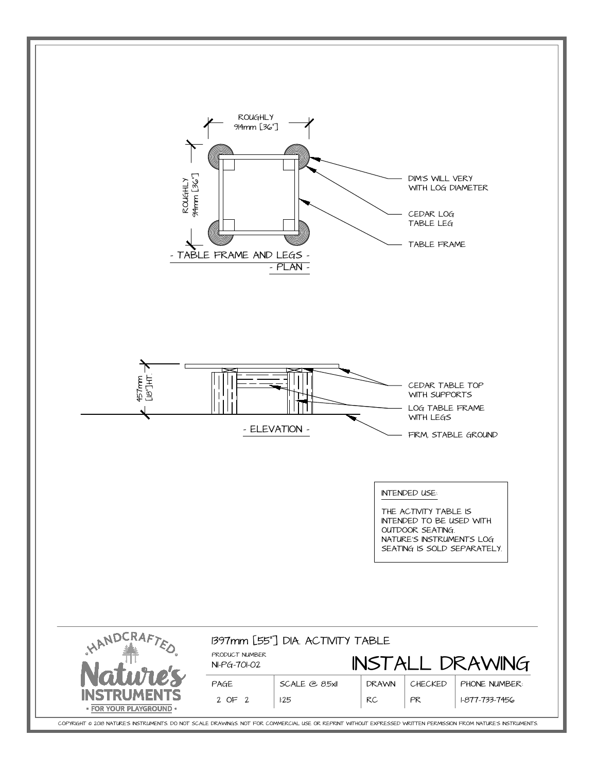ROUGHLY
914mm [36"]

ROUGHLY
914mm [36"]

DIM'S WILL VERY
WITH LOG DIAMETER

CEDAR LOG
TABLE LEG

TABLE FRAME

- TABLE FRAME AND LEGS -
- PLAN -

457mm
[18"]HT.

CEDAR TABLE TOP
WITH SUPPORTS

LOG TABLE FRAME
WITH LEGS

FIRM, STABLE GROUND

- ELEVATION -

INTENDED USE:

THE ACTIVITY TABLE IS INTENDED TO BE USED WITH OUTDOOR SEATING. NATURE'S INSTRUMENTS LOG SEATING IS SOLD SEPARATELY.

HANDCRAFTED
Nature's
INSTRUMENTS
FOR YOUR PLAYGROUND

1397mm [55"] DIA. ACTIVITY TABLE

PRODUCT NUMBER
NI-PG-701-02

INSTALL DRAWING

| PAGE | SCALE @ 8.5x11 | DRAWN | CHECKED | PHONE NUMBER: |
| --- | --- | --- | --- | --- |
| 2 OF 2 | 1:25 | RC | PR | 1-877-733-7456 |

COPYRIGHT © 2018 NATURE'S INSTRUMENTS. DO NOT SCALE DRAWINGS. NOT FOR COMMERCIAL USE OR REPRINT WITHOUT EXPRESSED WRITTEN PERMISSION FROM NATURE'S INSTRUMENTS.